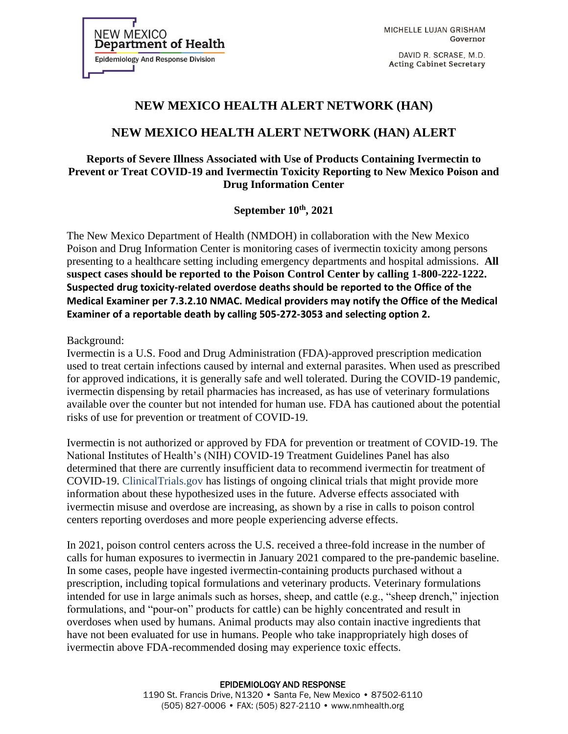NEW MEXICO
**Department of Health**
Epidemiology And Response Division

MICHELLE LUJAN GRISHAM
Governor

DAVID R. SCRASE, M.D.
Acting Cabinet Secretary

# NEW MEXICO HEALTH ALERT NETWORK (HAN)

## NEW MEXICO HEALTH ALERT NETWORK (HAN) ALERT

### Reports of Severe Illness Associated with Use of Products Containing Ivermectin to Prevent or Treat COVID-19 and Ivermectin Toxicity Reporting to New Mexico Poison and Drug Information Center

**September 10th, 2021**

The New Mexico Department of Health (NMDOH) in collaboration with the New Mexico Poison and Drug Information Center is monitoring cases of ivermectin toxicity among persons presenting to a healthcare setting including emergency departments and hospital admissions. **All suspect cases should be reported to the Poison Control Center by calling 1-800-222-1222. Suspected drug toxicity-related overdose deaths should be reported to the Office of the Medical Examiner per 7.3.2.10 NMAC. Medical providers may notify the Office of the Medical Examiner of a reportable death by calling 505-272-3053 and selecting option 2.**

Background:
Ivermectin is a U.S. Food and Drug Administration (FDA)-approved prescription medication used to treat certain infections caused by internal and external parasites. When used as prescribed for approved indications, it is generally safe and well tolerated. During the COVID-19 pandemic, ivermectin dispensing by retail pharmacies has increased, as has use of veterinary formulations available over the counter but not intended for human use. FDA has cautioned about the potential risks of use for prevention or treatment of COVID-19.

Ivermectin is not authorized or approved by FDA for prevention or treatment of COVID-19. The National Institutes of Health's (NIH) COVID-19 Treatment Guidelines Panel has also determined that there are currently insufficient data to recommend ivermectin for treatment of COVID-19. ClinicalTrials.gov has listings of ongoing clinical trials that might provide more information about these hypothesized uses in the future. Adverse effects associated with ivermectin misuse and overdose are increasing, as shown by a rise in calls to poison control centers reporting overdoses and more people experiencing adverse effects.

In 2021, poison control centers across the U.S. received a three-fold increase in the number of calls for human exposures to ivermectin in January 2021 compared to the pre-pandemic baseline. In some cases, people have ingested ivermectin-containing products purchased without a prescription, including topical formulations and veterinary products. Veterinary formulations intended for use in large animals such as horses, sheep, and cattle (e.g., "sheep drench," injection formulations, and "pour-on" products for cattle) can be highly concentrated and result in overdoses when used by humans. Animal products may also contain inactive ingredients that have not been evaluated for use in humans. People who take inappropriately high doses of ivermectin above FDA-recommended dosing may experience toxic effects.

EPIDEMIOLOGY AND RESPONSE
1190 St. Francis Drive, N1320 • Santa Fe, New Mexico • 87502-6110
(505) 827-0006 • FAX: (505) 827-2110 • www.nmhealth.org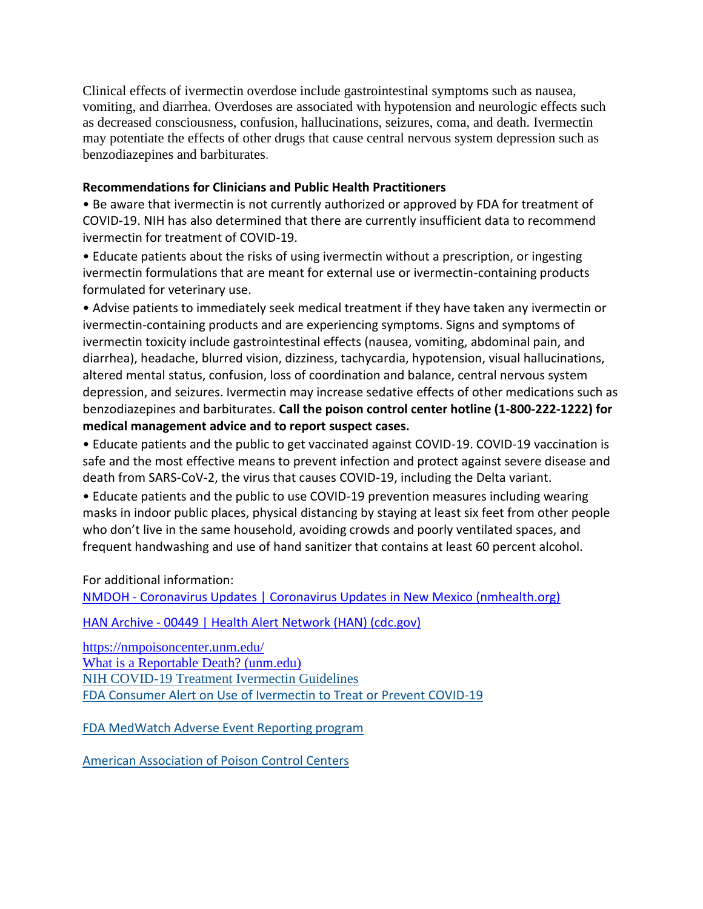Clinical effects of ivermectin overdose include gastrointestinal symptoms such as nausea, vomiting, and diarrhea. Overdoses are associated with hypotension and neurologic effects such as decreased consciousness, confusion, hallucinations, seizures, coma, and death. Ivermectin may potentiate the effects of other drugs that cause central nervous system depression such as benzodiazepines and barbiturates.

**Recommendations for Clinicians and Public Health Practitioners**

- Be aware that ivermectin is not currently authorized or approved by FDA for treatment of COVID-19. NIH has also determined that there are currently insufficient data to recommend ivermectin for treatment of COVID-19.
- Educate patients about the risks of using ivermectin without a prescription, or ingesting ivermectin formulations that are meant for external use or ivermectin-containing products formulated for veterinary use.
- Advise patients to immediately seek medical treatment if they have taken any ivermectin or ivermectin-containing products and are experiencing symptoms. Signs and symptoms of ivermectin toxicity include gastrointestinal effects (nausea, vomiting, abdominal pain, and diarrhea), headache, blurred vision, dizziness, tachycardia, hypotension, visual hallucinations, altered mental status, confusion, loss of coordination and balance, central nervous system depression, and seizures. Ivermectin may increase sedative effects of other medications such as benzodiazepines and barbiturates. **Call the poison control center hotline (1-800-222-1222) for medical management advice and to report suspect cases.**
- Educate patients and the public to get vaccinated against COVID-19. COVID-19 vaccination is safe and the most effective means to prevent infection and protect against severe disease and death from SARS-CoV-2, the virus that causes COVID-19, including the Delta variant.
- Educate patients and the public to use COVID-19 prevention measures including wearing masks in indoor public places, physical distancing by staying at least six feet from other people who don't live in the same household, avoiding crowds and poorly ventilated spaces, and frequent handwashing and use of hand sanitizer that contains at least 60 percent alcohol.

For additional information:

NMDOH - Coronavirus Updates | Coronavirus Updates in New Mexico (nmhealth.org)

HAN Archive - 00449 | Health Alert Network (HAN) (cdc.gov)

https://nmpoisoncenter.unm.edu/
What is a Reportable Death? (unm.edu)
NIH COVID-19 Treatment Ivermectin Guidelines
FDA Consumer Alert on Use of Ivermectin to Treat or Prevent COVID-19

FDA MedWatch Adverse Event Reporting program

American Association of Poison Control Centers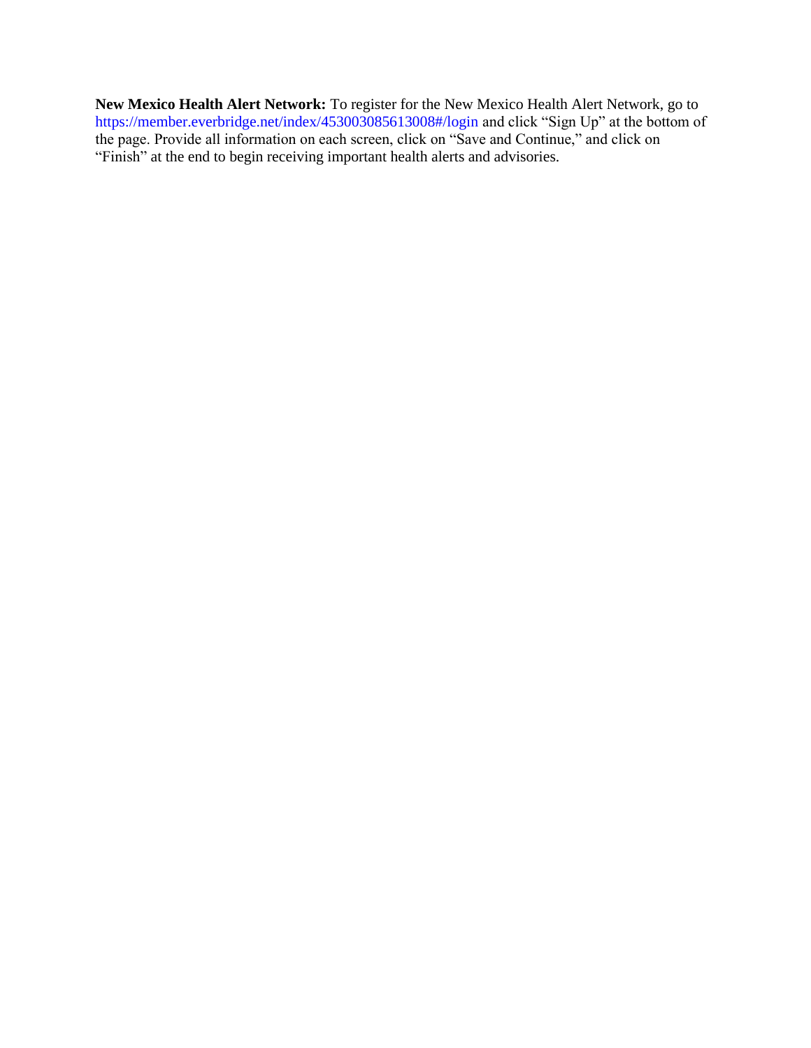**New Mexico Health Alert Network:** To register for the New Mexico Health Alert Network, go to https://member.everbridge.net/index/453003085613008#/login and click "Sign Up" at the bottom of the page. Provide all information on each screen, click on "Save and Continue," and click on "Finish" at the end to begin receiving important health alerts and advisories.